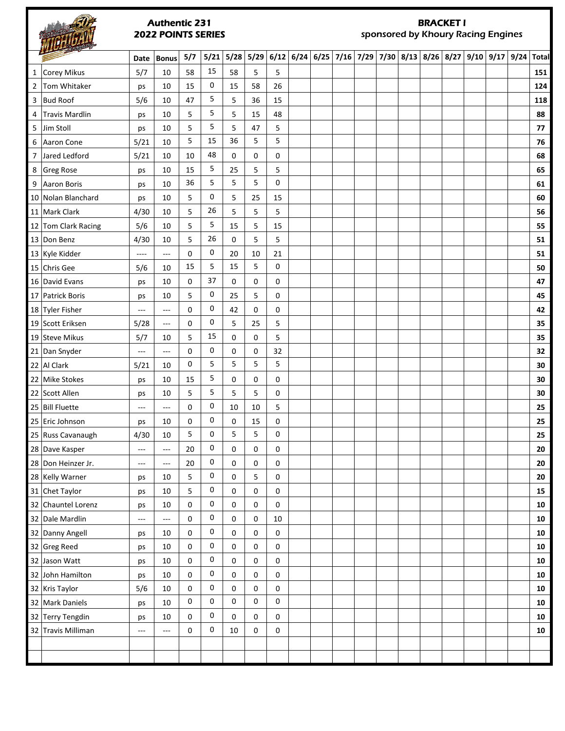# Authentic 231
## 2022 POINTS SERIES

## BRACKET I
*sponsored by Khoury Racing Engines*

| | | Date | Bonus | 5/7 | 5/21 | 5/28 | 5/29 | 6/12 | 6/24 | 6/25 | 7/16 | 7/29 | 7/30 | 8/13 | 8/26 | 8/27 | 9/10 | 9/17 | 9/24 | Total |
|---|---|---|---|---|---|---|---|---|---|---|---|---|---|---|---|---|---|---|---|---|
| 1 | Corey Mikus | 5/7 | 10 | 58 | 15 | 58 | 5 | 5 | | | | | | | | | | | | **151** |
| 2 | Tom Whitaker | ps | 10 | 15 | 0 | 15 | 58 | 26 | | | | | | | | | | | | **124** |
| 3 | Bud Roof | 5/6 | 10 | 47 | 5 | 5 | 36 | 15 | | | | | | | | | | | | **118** |
| 4 | Travis Mardlin | ps | 10 | 5 | 5 | 5 | 15 | 48 | | | | | | | | | | | | **88** |
| 5 | Jim Stoll | ps | 10 | 5 | 5 | 5 | 47 | 5 | | | | | | | | | | | | **77** |
| 6 | Aaron Cone | 5/21 | 10 | 5 | 15 | 36 | 5 | 5 | | | | | | | | | | | | **76** |
| 7 | Jared Ledford | 5/21 | 10 | 10 | 48 | 0 | 0 | 0 | | | | | | | | | | | | **68** |
| 8 | Greg Rose | ps | 10 | 15 | 5 | 25 | 5 | 5 | | | | | | | | | | | | **65** |
| 9 | Aaron Boris | ps | 10 | 36 | 5 | 5 | 5 | 0 | | | | | | | | | | | | **61** |
| 10 | Nolan Blanchard | ps | 10 | 5 | 0 | 5 | 25 | 15 | | | | | | | | | | | | **60** |
| 11 | Mark Clark | 4/30 | 10 | 5 | 26 | 5 | 5 | 5 | | | | | | | | | | | | **56** |
| 12 | Tom Clark Racing | 5/6 | 10 | 5 | 5 | 15 | 5 | 15 | | | | | | | | | | | | **55** |
| 13 | Don Benz | 4/30 | 10 | 5 | 26 | 0 | 5 | 5 | | | | | | | | | | | | **51** |
| 13 | Kyle Kidder | ---- | --- | 0 | 0 | 20 | 10 | 21 | | | | | | | | | | | | **51** |
| 15 | Chris Gee | 5/6 | 10 | 15 | 5 | 15 | 5 | 0 | | | | | | | | | | | | **50** |
| 16 | David Evans | ps | 10 | 0 | 37 | 0 | 0 | 0 | | | | | | | | | | | | **47** |
| 17 | Patrick Boris | ps | 10 | 5 | 0 | 25 | 5 | 0 | | | | | | | | | | | | **45** |
| 18 | Tyler Fisher | --- | --- | 0 | 0 | 42 | 0 | 0 | | | | | | | | | | | | **42** |
| 19 | Scott Eriksen | 5/28 | --- | 0 | 0 | 5 | 25 | 5 | | | | | | | | | | | | **35** |
| 19 | Steve Mikus | 5/7 | 10 | 5 | 15 | 0 | 0 | 5 | | | | | | | | | | | | **35** |
| 21 | Dan Snyder | --- | --- | 0 | 0 | 0 | 0 | 32 | | | | | | | | | | | | **32** |
| 22 | Al Clark | 5/21 | 10 | 0 | 5 | 5 | 5 | 5 | | | | | | | | | | | | **30** |
| 22 | Mike Stokes | ps | 10 | 15 | 5 | 0 | 0 | 0 | | | | | | | | | | | | **30** |
| 22 | Scott Allen | ps | 10 | 5 | 5 | 5 | 5 | 0 | | | | | | | | | | | | **30** |
| 25 | Bill Fluette | --- | --- | 0 | 0 | 10 | 10 | 5 | | | | | | | | | | | | **25** |
| 25 | Eric Johnson | ps | 10 | 0 | 0 | 0 | 15 | 0 | | | | | | | | | | | | **25** |
| 25 | Russ Cavanaugh | 4/30 | 10 | 5 | 0 | 5 | 5 | 0 | | | | | | | | | | | | **25** |
| 28 | Dave Kasper | --- | --- | 20 | 0 | 0 | 0 | 0 | | | | | | | | | | | | **20** |
| 28 | Don Heinzer Jr. | --- | --- | 20 | 0 | 0 | 0 | 0 | | | | | | | | | | | | **20** |
| 28 | Kelly Warner | ps | 10 | 5 | 0 | 0 | 5 | 0 | | | | | | | | | | | | **20** |
| 31 | Chet Taylor | ps | 10 | 5 | 0 | 0 | 0 | 0 | | | | | | | | | | | | **15** |
| 32 | Chauntel Lorenz | ps | 10 | 0 | 0 | 0 | 0 | 0 | | | | | | | | | | | | **10** |
| 32 | Dale Mardlin | --- | --- | 0 | 0 | 0 | 0 | 10 | | | | | | | | | | | | **10** |
| 32 | Danny Angell | ps | 10 | 0 | 0 | 0 | 0 | 0 | | | | | | | | | | | | **10** |
| 32 | Greg Reed | ps | 10 | 0 | 0 | 0 | 0 | 0 | | | | | | | | | | | | **10** |
| 32 | Jason Watt | ps | 10 | 0 | 0 | 0 | 0 | 0 | | | | | | | | | | | | **10** |
| 32 | John Hamilton | ps | 10 | 0 | 0 | 0 | 0 | 0 | | | | | | | | | | | | **10** |
| 32 | Kris Taylor | 5/6 | 10 | 0 | 0 | 0 | 0 | 0 | | | | | | | | | | | | **10** |
| 32 | Mark Daniels | ps | 10 | 0 | 0 | 0 | 0 | 0 | | | | | | | | | | | | **10** |
| 32 | Terry Tengdin | ps | 10 | 0 | 0 | 0 | 0 | 0 | | | | | | | | | | | | **10** |
| 32 | Travis Milliman | --- | --- | 0 | 0 | 10 | 0 | 0 | | | | | | | | | | | | **10** |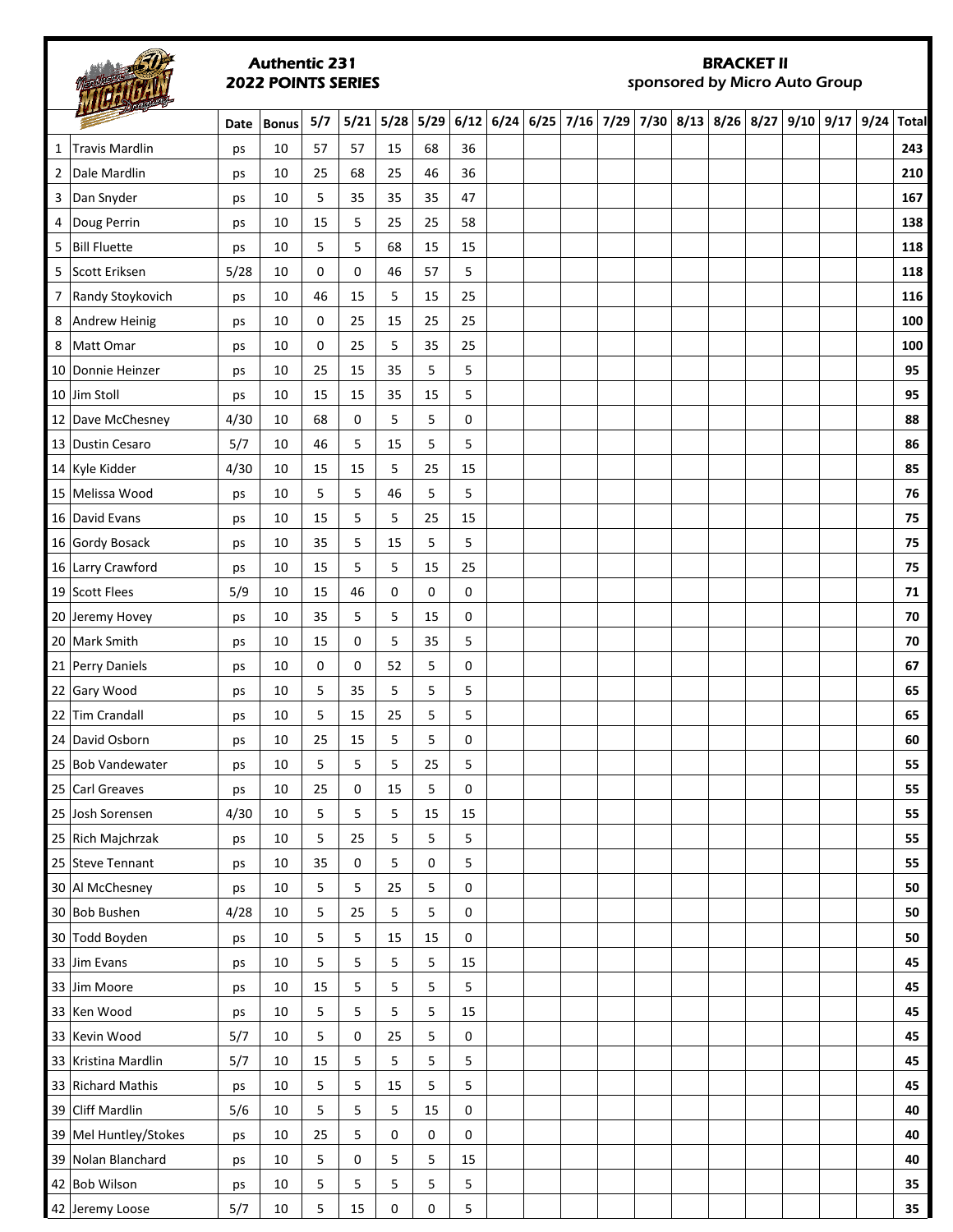# Authentic 231
## 2022 POINTS SERIES

## BRACKET II
*sponsored by Micro Auto Group*

| | | Date | Bonus | 5/7 | 5/21 | 5/28 | 5/29 | 6/12 | 6/24 | 6/25 | 7/16 | 7/29 | 7/30 | 8/13 | 8/26 | 8/27 | 9/10 | 9/17 | 9/24 | Total |
|---|---|---|---|---|---|---|---|---|---|---|---|---|---|---|---|---|---|---|---|---|
| 1 | Travis Mardlin | ps | 10 | 57 | 57 | 15 | 68 | 36 | | | | | | | | | | | | **243** |
| 2 | Dale Mardlin | ps | 10 | 25 | 68 | 25 | 46 | 36 | | | | | | | | | | | | **210** |
| 3 | Dan Snyder | ps | 10 | 5 | 35 | 35 | 35 | 47 | | | | | | | | | | | | **167** |
| 4 | Doug Perrin | ps | 10 | 15 | 5 | 25 | 25 | 58 | | | | | | | | | | | | **138** |
| 5 | Bill Fluette | ps | 10 | 5 | 5 | 68 | 15 | 15 | | | | | | | | | | | | **118** |
| 5 | Scott Eriksen | 5/28 | 10 | 0 | 0 | 46 | 57 | 5 | | | | | | | | | | | | **118** |
| 7 | Randy Stoykovich | ps | 10 | 46 | 15 | 5 | 15 | 25 | | | | | | | | | | | | **116** |
| 8 | Andrew Heinig | ps | 10 | 0 | 25 | 15 | 25 | 25 | | | | | | | | | | | | **100** |
| 8 | Matt Omar | ps | 10 | 0 | 25 | 5 | 35 | 25 | | | | | | | | | | | | **100** |
| 10 | Donnie Heinzer | ps | 10 | 25 | 15 | 35 | 5 | 5 | | | | | | | | | | | | **95** |
| 10 | Jim Stoll | ps | 10 | 15 | 15 | 35 | 15 | 5 | | | | | | | | | | | | **95** |
| 12 | Dave McChesney | 4/30 | 10 | 68 | 0 | 5 | 5 | 0 | | | | | | | | | | | | **88** |
| 13 | Dustin Cesaro | 5/7 | 10 | 46 | 5 | 15 | 5 | 5 | | | | | | | | | | | | **86** |
| 14 | Kyle Kidder | 4/30 | 10 | 15 | 15 | 5 | 25 | 15 | | | | | | | | | | | | **85** |
| 15 | Melissa Wood | ps | 10 | 5 | 5 | 46 | 5 | 5 | | | | | | | | | | | | **76** |
| 16 | David Evans | ps | 10 | 15 | 5 | 5 | 25 | 15 | | | | | | | | | | | | **75** |
| 16 | Gordy Bosack | ps | 10 | 35 | 5 | 15 | 5 | 5 | | | | | | | | | | | | **75** |
| 16 | Larry Crawford | ps | 10 | 15 | 5 | 5 | 15 | 25 | | | | | | | | | | | | **75** |
| 19 | Scott Flees | 5/9 | 10 | 15 | 46 | 0 | 0 | 0 | | | | | | | | | | | | **71** |
| 20 | Jeremy Hovey | ps | 10 | 35 | 5 | 5 | 15 | 0 | | | | | | | | | | | | **70** |
| 20 | Mark Smith | ps | 10 | 15 | 0 | 5 | 35 | 5 | | | | | | | | | | | | **70** |
| 21 | Perry Daniels | ps | 10 | 0 | 0 | 52 | 5 | 0 | | | | | | | | | | | | **67** |
| 22 | Gary Wood | ps | 10 | 5 | 35 | 5 | 5 | 5 | | | | | | | | | | | | **65** |
| 22 | Tim Crandall | ps | 10 | 5 | 15 | 25 | 5 | 5 | | | | | | | | | | | | **65** |
| 24 | David Osborn | ps | 10 | 25 | 15 | 5 | 5 | 0 | | | | | | | | | | | | **60** |
| 25 | Bob Vandewater | ps | 10 | 5 | 5 | 5 | 25 | 5 | | | | | | | | | | | | **55** |
| 25 | Carl Greaves | ps | 10 | 25 | 0 | 15 | 5 | 0 | | | | | | | | | | | | **55** |
| 25 | Josh Sorensen | 4/30 | 10 | 5 | 5 | 5 | 15 | 15 | | | | | | | | | | | | **55** |
| 25 | Rich Majchrzak | ps | 10 | 5 | 25 | 5 | 5 | 5 | | | | | | | | | | | | **55** |
| 25 | Steve Tennant | ps | 10 | 35 | 0 | 5 | 0 | 5 | | | | | | | | | | | | **55** |
| 30 | Al McChesney | ps | 10 | 5 | 5 | 25 | 5 | 0 | | | | | | | | | | | | **50** |
| 30 | Bob Bushen | 4/28 | 10 | 5 | 25 | 5 | 5 | 0 | | | | | | | | | | | | **50** |
| 30 | Todd Boyden | ps | 10 | 5 | 5 | 15 | 15 | 0 | | | | | | | | | | | | **50** |
| 33 | Jim Evans | ps | 10 | 5 | 5 | 5 | 5 | 15 | | | | | | | | | | | | **45** |
| 33 | Jim Moore | ps | 10 | 15 | 5 | 5 | 5 | 5 | | | | | | | | | | | | **45** |
| 33 | Ken Wood | ps | 10 | 5 | 5 | 5 | 5 | 15 | | | | | | | | | | | | **45** |
| 33 | Kevin Wood | 5/7 | 10 | 5 | 0 | 25 | 5 | 0 | | | | | | | | | | | | **45** |
| 33 | Kristina Mardlin | 5/7 | 10 | 15 | 5 | 5 | 5 | 5 | | | | | | | | | | | | **45** |
| 33 | Richard Mathis | ps | 10 | 5 | 5 | 15 | 5 | 5 | | | | | | | | | | | | **45** |
| 39 | Cliff Mardlin | 5/6 | 10 | 5 | 5 | 5 | 15 | 0 | | | | | | | | | | | | **40** |
| 39 | Mel Huntley/Stokes | ps | 10 | 25 | 5 | 0 | 0 | 0 | | | | | | | | | | | | **40** |
| 39 | Nolan Blanchard | ps | 10 | 5 | 0 | 5 | 5 | 15 | | | | | | | | | | | | **40** |
| 42 | Bob Wilson | ps | 10 | 5 | 5 | 5 | 5 | 5 | | | | | | | | | | | | **35** |
| 42 | Jeremy Loose | 5/7 | 10 | 5 | 15 | 0 | 0 | 5 | | | | | | | | | | | | **35** |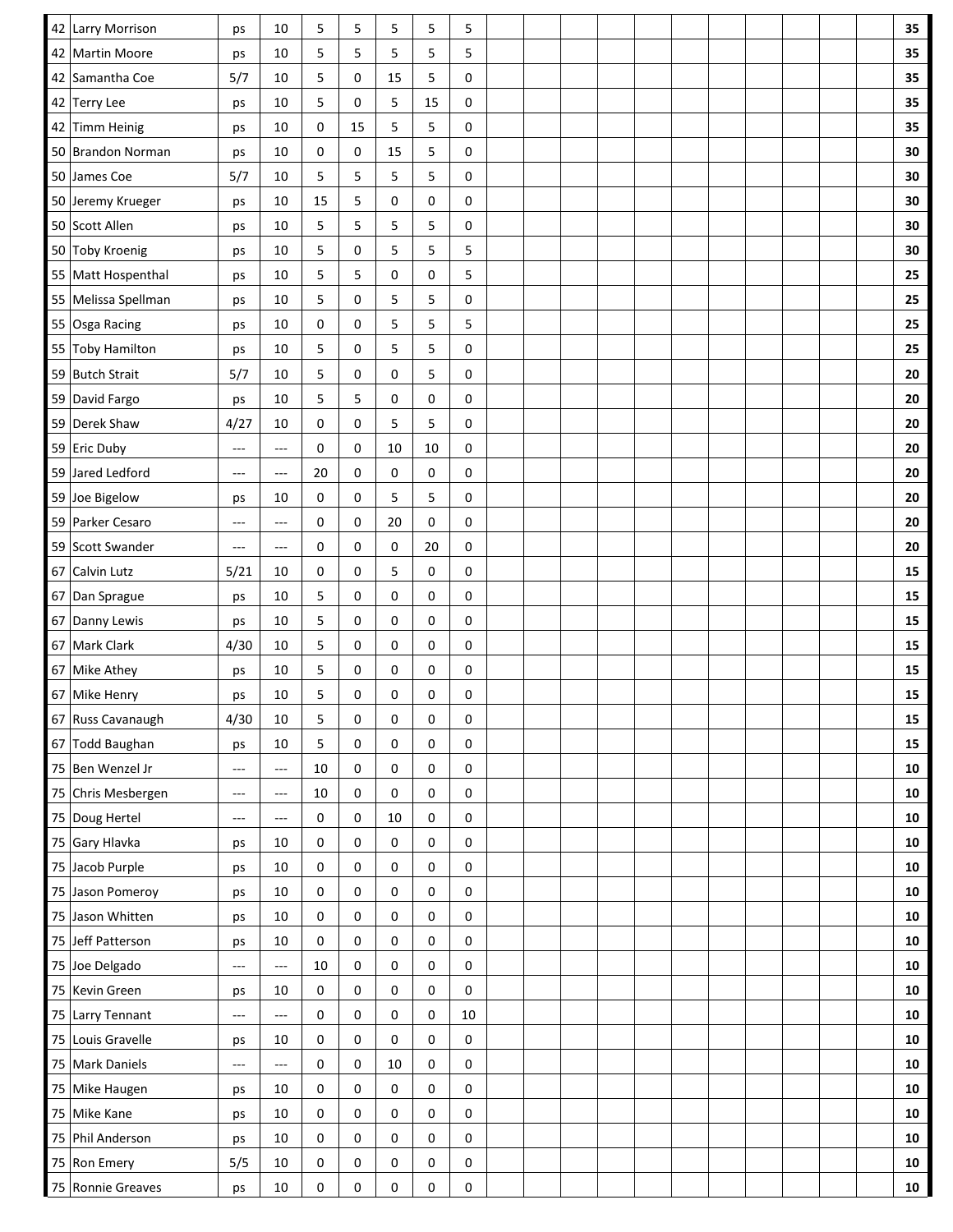| | | | | | | | | | | | | | | | | | | | | |
|---|---|---|---|---|---|---|---|---|---|---|---|---|---|---|---|---|---|---|---|---|
| 42 | Larry Morrison | ps | 10 | 5 | 5 | 5 | 5 | 5 | | | | | | | | | | | | 35 |
| 42 | Martin Moore | ps | 10 | 5 | 5 | 5 | 5 | 5 | | | | | | | | | | | | 35 |
| 42 | Samantha Coe | 5/7 | 10 | 5 | 0 | 15 | 5 | 0 | | | | | | | | | | | | 35 |
| 42 | Terry Lee | ps | 10 | 5 | 0 | 5 | 15 | 0 | | | | | | | | | | | | 35 |
| 42 | Timm Heinig | ps | 10 | 0 | 15 | 5 | 5 | 0 | | | | | | | | | | | | 35 |
| 50 | Brandon Norman | ps | 10 | 0 | 0 | 15 | 5 | 0 | | | | | | | | | | | | 30 |
| 50 | James Coe | 5/7 | 10 | 5 | 5 | 5 | 5 | 0 | | | | | | | | | | | | 30 |
| 50 | Jeremy Krueger | ps | 10 | 15 | 5 | 0 | 0 | 0 | | | | | | | | | | | | 30 |
| 50 | Scott Allen | ps | 10 | 5 | 5 | 5 | 5 | 0 | | | | | | | | | | | | 30 |
| 50 | Toby Kroenig | ps | 10 | 5 | 0 | 5 | 5 | 5 | | | | | | | | | | | | 30 |
| 55 | Matt Hospenthal | ps | 10 | 5 | 5 | 0 | 0 | 5 | | | | | | | | | | | | 25 |
| 55 | Melissa Spellman | ps | 10 | 5 | 0 | 5 | 5 | 0 | | | | | | | | | | | | 25 |
| 55 | Osga Racing | ps | 10 | 0 | 0 | 5 | 5 | 5 | | | | | | | | | | | | 25 |
| 55 | Toby Hamilton | ps | 10 | 5 | 0 | 5 | 5 | 0 | | | | | | | | | | | | 25 |
| 59 | Butch Strait | 5/7 | 10 | 5 | 0 | 0 | 5 | 0 | | | | | | | | | | | | 20 |
| 59 | David Fargo | ps | 10 | 5 | 5 | 0 | 0 | 0 | | | | | | | | | | | | 20 |
| 59 | Derek Shaw | 4/27 | 10 | 0 | 0 | 5 | 5 | 0 | | | | | | | | | | | | 20 |
| 59 | Eric Duby | --- | --- | 0 | 0 | 10 | 10 | 0 | | | | | | | | | | | | 20 |
| 59 | Jared Ledford | --- | --- | 20 | 0 | 0 | 0 | 0 | | | | | | | | | | | | 20 |
| 59 | Joe Bigelow | ps | 10 | 0 | 0 | 5 | 5 | 0 | | | | | | | | | | | | 20 |
| 59 | Parker Cesaro | --- | --- | 0 | 0 | 20 | 0 | 0 | | | | | | | | | | | | 20 |
| 59 | Scott Swander | --- | --- | 0 | 0 | 0 | 20 | 0 | | | | | | | | | | | | 20 |
| 67 | Calvin Lutz | 5/21 | 10 | 0 | 0 | 5 | 0 | 0 | | | | | | | | | | | | 15 |
| 67 | Dan Sprague | ps | 10 | 5 | 0 | 0 | 0 | 0 | | | | | | | | | | | | 15 |
| 67 | Danny Lewis | ps | 10 | 5 | 0 | 0 | 0 | 0 | | | | | | | | | | | | 15 |
| 67 | Mark Clark | 4/30 | 10 | 5 | 0 | 0 | 0 | 0 | | | | | | | | | | | | 15 |
| 67 | Mike Athey | ps | 10 | 5 | 0 | 0 | 0 | 0 | | | | | | | | | | | | 15 |
| 67 | Mike Henry | ps | 10 | 5 | 0 | 0 | 0 | 0 | | | | | | | | | | | | 15 |
| 67 | Russ Cavanaugh | 4/30 | 10 | 5 | 0 | 0 | 0 | 0 | | | | | | | | | | | | 15 |
| 67 | Todd Baughan | ps | 10 | 5 | 0 | 0 | 0 | 0 | | | | | | | | | | | | 15 |
| 75 | Ben Wenzel Jr | --- | --- | 10 | 0 | 0 | 0 | 0 | | | | | | | | | | | | 10 |
| 75 | Chris Mesbergen | --- | --- | 10 | 0 | 0 | 0 | 0 | | | | | | | | | | | | 10 |
| 75 | Doug Hertel | --- | --- | 0 | 0 | 10 | 0 | 0 | | | | | | | | | | | | 10 |
| 75 | Gary Hlavka | ps | 10 | 0 | 0 | 0 | 0 | 0 | | | | | | | | | | | | 10 |
| 75 | Jacob Purple | ps | 10 | 0 | 0 | 0 | 0 | 0 | | | | | | | | | | | | 10 |
| 75 | Jason Pomeroy | ps | 10 | 0 | 0 | 0 | 0 | 0 | | | | | | | | | | | | 10 |
| 75 | Jason Whitten | ps | 10 | 0 | 0 | 0 | 0 | 0 | | | | | | | | | | | | 10 |
| 75 | Jeff Patterson | ps | 10 | 0 | 0 | 0 | 0 | 0 | | | | | | | | | | | | 10 |
| 75 | Joe Delgado | --- | --- | 10 | 0 | 0 | 0 | 0 | | | | | | | | | | | | 10 |
| 75 | Kevin Green | ps | 10 | 0 | 0 | 0 | 0 | 0 | | | | | | | | | | | | 10 |
| 75 | Larry Tennant | --- | --- | 0 | 0 | 0 | 0 | 10 | | | | | | | | | | | | 10 |
| 75 | Louis Gravelle | ps | 10 | 0 | 0 | 0 | 0 | 0 | | | | | | | | | | | | 10 |
| 75 | Mark Daniels | --- | --- | 0 | 0 | 10 | 0 | 0 | | | | | | | | | | | | 10 |
| 75 | Mike Haugen | ps | 10 | 0 | 0 | 0 | 0 | 0 | | | | | | | | | | | | 10 |
| 75 | Mike Kane | ps | 10 | 0 | 0 | 0 | 0 | 0 | | | | | | | | | | | | 10 |
| 75 | Phil Anderson | ps | 10 | 0 | 0 | 0 | 0 | 0 | | | | | | | | | | | | 10 |
| 75 | Ron Emery | 5/5 | 10 | 0 | 0 | 0 | 0 | 0 | | | | | | | | | | | | 10 |
| 75 | Ronnie Greaves | ps | 10 | 0 | 0 | 0 | 0 | 0 | | | | | | | | | | | | 10 |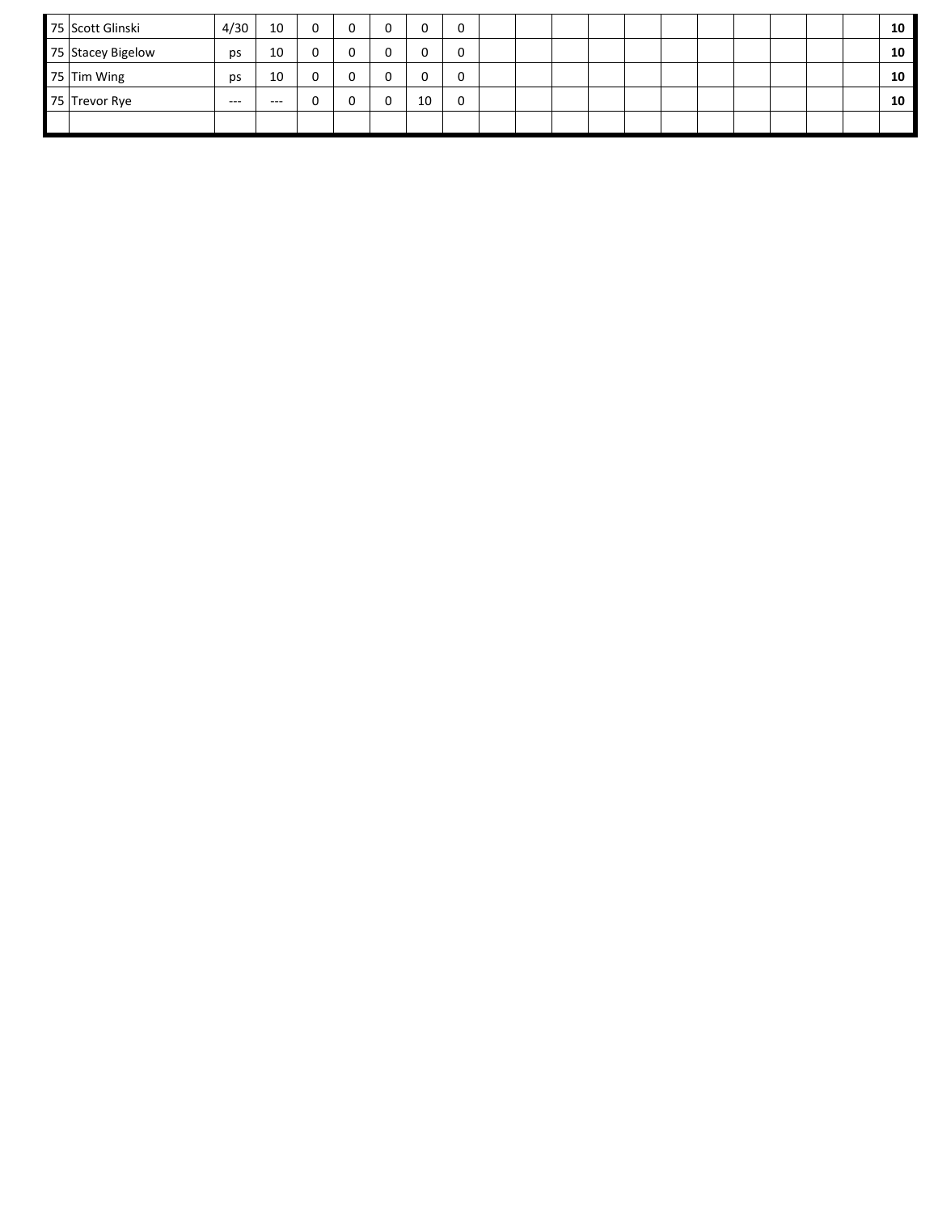| | | | | | | | | | | | | | | | | | | | | | |
|---|---|---|---|---|---|---|---|---|---|---|---|---|---|---|---|---|---|---|---|---|---|
| 75 | Scott Glinski | 4/30 | 10 | 0 | 0 | 0 | 0 | 0 | | | | | | | | | | | | | **10** |
| 75 | Stacey Bigelow | ps | 10 | 0 | 0 | 0 | 0 | 0 | | | | | | | | | | | | | **10** |
| 75 | Tim Wing | ps | 10 | 0 | 0 | 0 | 0 | 0 | | | | | | | | | | | | | **10** |
| 75 | Trevor Rye | --- | --- | 0 | 0 | 0 | 10 | 0 | | | | | | | | | | | | | **10** |
| | | | | | | | | | | | | | | | | | | | | | |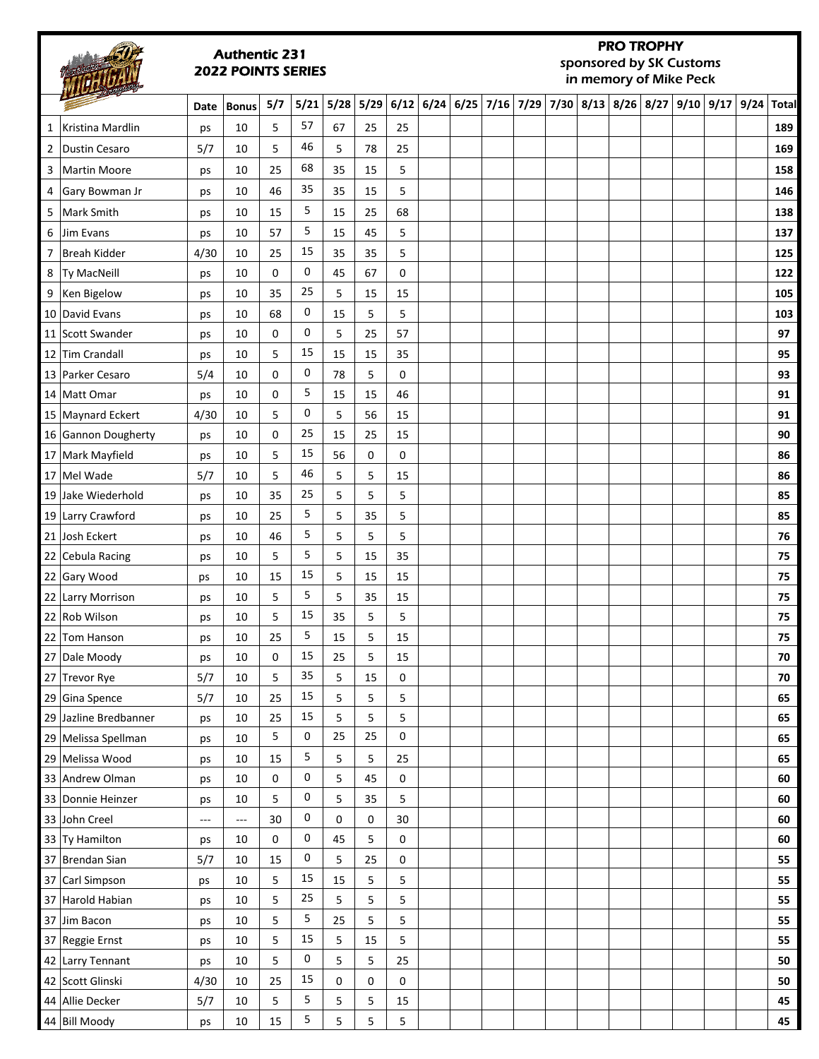## Authentic 231
## 2022 POINTS SERIES

## PRO TROPHY
sponsored by SK Customs
in memory of Mike Peck

| | | Date | Bonus | 5/7 | 5/21 | 5/28 | 5/29 | 6/12 | 6/24 | 6/25 | 7/16 | 7/29 | 7/30 | 8/13 | 8/26 | 8/27 | 9/10 | 9/17 | 9/24 | Total |
|---|---|---|---|---|---|---|---|---|---|---|---|---|---|---|---|---|---|---|---|---|
| 1 | Kristina Mardlin | ps | 10 | 5 | 57 | 67 | 25 | 25 | | | | | | | | | | | | 189 |
| 2 | Dustin Cesaro | 5/7 | 10 | 5 | 46 | 5 | 78 | 25 | | | | | | | | | | | | 169 |
| 3 | Martin Moore | ps | 10 | 25 | 68 | 35 | 15 | 5 | | | | | | | | | | | | 158 |
| 4 | Gary Bowman Jr | ps | 10 | 46 | 35 | 35 | 15 | 5 | | | | | | | | | | | | 146 |
| 5 | Mark Smith | ps | 10 | 15 | 5 | 15 | 25 | 68 | | | | | | | | | | | | 138 |
| 6 | Jim Evans | ps | 10 | 57 | 5 | 15 | 45 | 5 | | | | | | | | | | | | 137 |
| 7 | Breah Kidder | 4/30 | 10 | 25 | 15 | 35 | 35 | 5 | | | | | | | | | | | | 125 |
| 8 | Ty MacNeill | ps | 10 | 0 | 0 | 45 | 67 | 0 | | | | | | | | | | | | 122 |
| 9 | Ken Bigelow | ps | 10 | 35 | 25 | 5 | 15 | 15 | | | | | | | | | | | | 105 |
| 10 | David Evans | ps | 10 | 68 | 0 | 15 | 5 | 5 | | | | | | | | | | | | 103 |
| 11 | Scott Swander | ps | 10 | 0 | 0 | 5 | 25 | 57 | | | | | | | | | | | | 97 |
| 12 | Tim Crandall | ps | 10 | 5 | 15 | 15 | 15 | 35 | | | | | | | | | | | | 95 |
| 13 | Parker Cesaro | 5/4 | 10 | 0 | 0 | 78 | 5 | 0 | | | | | | | | | | | | 93 |
| 14 | Matt Omar | ps | 10 | 0 | 5 | 15 | 15 | 46 | | | | | | | | | | | | 91 |
| 15 | Maynard Eckert | 4/30 | 10 | 5 | 0 | 5 | 56 | 15 | | | | | | | | | | | | 91 |
| 16 | Gannon Dougherty | ps | 10 | 0 | 25 | 15 | 25 | 15 | | | | | | | | | | | | 90 |
| 17 | Mark Mayfield | ps | 10 | 5 | 15 | 56 | 0 | 0 | | | | | | | | | | | | 86 |
| 17 | Mel Wade | 5/7 | 10 | 5 | 46 | 5 | 5 | 15 | | | | | | | | | | | | 86 |
| 19 | Jake Wiederhold | ps | 10 | 35 | 25 | 5 | 5 | 5 | | | | | | | | | | | | 85 |
| 19 | Larry Crawford | ps | 10 | 25 | 5 | 5 | 35 | 5 | | | | | | | | | | | | 85 |
| 21 | Josh Eckert | ps | 10 | 46 | 5 | 5 | 5 | 5 | | | | | | | | | | | | 76 |
| 22 | Cebula Racing | ps | 10 | 5 | 5 | 5 | 15 | 35 | | | | | | | | | | | | 75 |
| 22 | Gary Wood | ps | 10 | 15 | 15 | 5 | 15 | 15 | | | | | | | | | | | | 75 |
| 22 | Larry Morrison | ps | 10 | 5 | 5 | 5 | 35 | 15 | | | | | | | | | | | | 75 |
| 22 | Rob Wilson | ps | 10 | 5 | 15 | 35 | 5 | 5 | | | | | | | | | | | | 75 |
| 22 | Tom Hanson | ps | 10 | 25 | 5 | 15 | 5 | 15 | | | | | | | | | | | | 75 |
| 27 | Dale Moody | ps | 10 | 0 | 15 | 25 | 5 | 15 | | | | | | | | | | | | 70 |
| 27 | Trevor Rye | 5/7 | 10 | 5 | 35 | 5 | 15 | 0 | | | | | | | | | | | | 70 |
| 29 | Gina Spence | 5/7 | 10 | 25 | 15 | 5 | 5 | 5 | | | | | | | | | | | | 65 |
| 29 | Jazline Bredbanner | ps | 10 | 25 | 15 | 5 | 5 | 5 | | | | | | | | | | | | 65 |
| 29 | Melissa Spellman | ps | 10 | 5 | 0 | 25 | 25 | 0 | | | | | | | | | | | | 65 |
| 29 | Melissa Wood | ps | 10 | 15 | 5 | 5 | 5 | 25 | | | | | | | | | | | | 65 |
| 33 | Andrew Olman | ps | 10 | 0 | 0 | 5 | 45 | 0 | | | | | | | | | | | | 60 |
| 33 | Donnie Heinzer | ps | 10 | 5 | 0 | 5 | 35 | 5 | | | | | | | | | | | | 60 |
| 33 | John Creel | --- | --- | 30 | 0 | 0 | 0 | 30 | | | | | | | | | | | | 60 |
| 33 | Ty Hamilton | ps | 10 | 0 | 0 | 45 | 5 | 0 | | | | | | | | | | | | 60 |
| 37 | Brendan Sian | 5/7 | 10 | 15 | 0 | 5 | 25 | 0 | | | | | | | | | | | | 55 |
| 37 | Carl Simpson | ps | 10 | 5 | 15 | 15 | 5 | 5 | | | | | | | | | | | | 55 |
| 37 | Harold Habian | ps | 10 | 5 | 25 | 5 | 5 | 5 | | | | | | | | | | | | 55 |
| 37 | Jim Bacon | ps | 10 | 5 | 5 | 25 | 5 | 5 | | | | | | | | | | | | 55 |
| 37 | Reggie Ernst | ps | 10 | 5 | 15 | 5 | 15 | 5 | | | | | | | | | | | | 55 |
| 42 | Larry Tennant | ps | 10 | 5 | 0 | 5 | 5 | 25 | | | | | | | | | | | | 50 |
| 42 | Scott Glinski | 4/30 | 10 | 25 | 15 | 0 | 0 | 0 | | | | | | | | | | | | 50 |
| 44 | Allie Decker | 5/7 | 10 | 5 | 5 | 5 | 5 | 15 | | | | | | | | | | | | 45 |
| 44 | Bill Moody | ps | 10 | 15 | 5 | 5 | 5 | 5 | | | | | | | | | | | | 45 |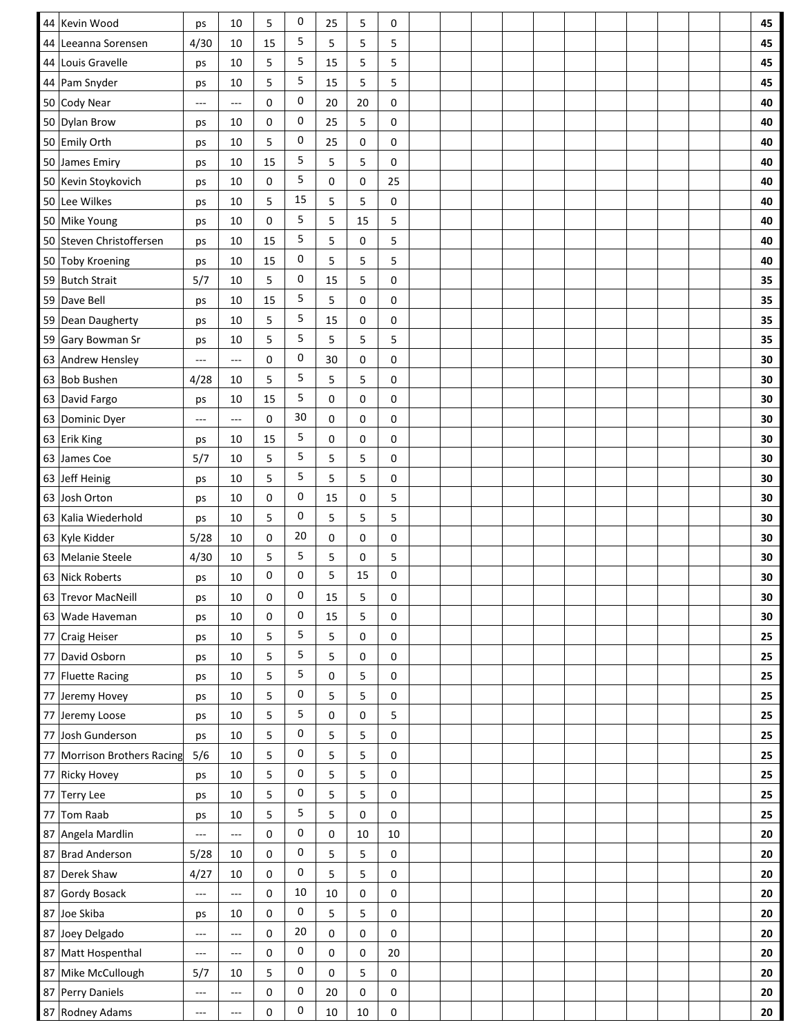| | | | | | | | | | | | | | | | | | | | | |
|---|---|---|---|---|---|---|---|---|---|---|---|---|---|---|---|---|---|---|---|---|
| 44 | Kevin Wood | ps | 10 | 5 | 0 | 25 | 5 | 0 | | | | | | | | | | | | **45** |
| 44 | Leeanna Sorensen | 4/30 | 10 | 15 | 5 | 5 | 5 | 5 | | | | | | | | | | | | **45** |
| 44 | Louis Gravelle | ps | 10 | 5 | 5 | 15 | 5 | 5 | | | | | | | | | | | | **45** |
| 44 | Pam Snyder | ps | 10 | 5 | 5 | 15 | 5 | 5 | | | | | | | | | | | | **45** |
| 50 | Cody Near | --- | --- | 0 | 0 | 20 | 20 | 0 | | | | | | | | | | | | **40** |
| 50 | Dylan Brow | ps | 10 | 0 | 0 | 25 | 5 | 0 | | | | | | | | | | | | **40** |
| 50 | Emily Orth | ps | 10 | 5 | 0 | 25 | 0 | 0 | | | | | | | | | | | | **40** |
| 50 | James Emiry | ps | 10 | 15 | 5 | 5 | 5 | 0 | | | | | | | | | | | | **40** |
| 50 | Kevin Stoykovich | ps | 10 | 0 | 5 | 0 | 0 | 25 | | | | | | | | | | | | **40** |
| 50 | Lee Wilkes | ps | 10 | 5 | 15 | 5 | 5 | 0 | | | | | | | | | | | | **40** |
| 50 | Mike Young | ps | 10 | 0 | 5 | 5 | 15 | 5 | | | | | | | | | | | | **40** |
| 50 | Steven Christoffersen | ps | 10 | 15 | 5 | 5 | 0 | 5 | | | | | | | | | | | | **40** |
| 50 | Toby Kroening | ps | 10 | 15 | 0 | 5 | 5 | 5 | | | | | | | | | | | | **40** |
| 59 | Butch Strait | 5/7 | 10 | 5 | 0 | 15 | 5 | 0 | | | | | | | | | | | | **35** |
| 59 | Dave Bell | ps | 10 | 15 | 5 | 5 | 0 | 0 | | | | | | | | | | | | **35** |
| 59 | Dean Daugherty | ps | 10 | 5 | 5 | 15 | 0 | 0 | | | | | | | | | | | | **35** |
| 59 | Gary Bowman Sr | ps | 10 | 5 | 5 | 5 | 5 | 5 | | | | | | | | | | | | **35** |
| 63 | Andrew Hensley | --- | --- | 0 | 0 | 30 | 0 | 0 | | | | | | | | | | | | **30** |
| 63 | Bob Bushen | 4/28 | 10 | 5 | 5 | 5 | 5 | 0 | | | | | | | | | | | | **30** |
| 63 | David Fargo | ps | 10 | 15 | 5 | 0 | 0 | 0 | | | | | | | | | | | | **30** |
| 63 | Dominic Dyer | --- | --- | 0 | 30 | 0 | 0 | 0 | | | | | | | | | | | | **30** |
| 63 | Erik King | ps | 10 | 15 | 5 | 0 | 0 | 0 | | | | | | | | | | | | **30** |
| 63 | James Coe | 5/7 | 10 | 5 | 5 | 5 | 5 | 0 | | | | | | | | | | | | **30** |
| 63 | Jeff Heinig | ps | 10 | 5 | 5 | 5 | 5 | 0 | | | | | | | | | | | | **30** |
| 63 | Josh Orton | ps | 10 | 0 | 0 | 15 | 0 | 5 | | | | | | | | | | | | **30** |
| 63 | Kalia Wiederhold | ps | 10 | 5 | 0 | 5 | 5 | 5 | | | | | | | | | | | | **30** |
| 63 | Kyle Kidder | 5/28 | 10 | 0 | 20 | 0 | 0 | 0 | | | | | | | | | | | | **30** |
| 63 | Melanie Steele | 4/30 | 10 | 5 | 5 | 5 | 0 | 5 | | | | | | | | | | | | **30** |
| 63 | Nick Roberts | ps | 10 | 0 | 0 | 5 | 15 | 0 | | | | | | | | | | | | **30** |
| 63 | Trevor MacNeill | ps | 10 | 0 | 0 | 15 | 5 | 0 | | | | | | | | | | | | **30** |
| 63 | Wade Haveman | ps | 10 | 0 | 0 | 15 | 5 | 0 | | | | | | | | | | | | **30** |
| 77 | Craig Heiser | ps | 10 | 5 | 5 | 5 | 0 | 0 | | | | | | | | | | | | **25** |
| 77 | David Osborn | ps | 10 | 5 | 5 | 5 | 0 | 0 | | | | | | | | | | | | **25** |
| 77 | Fluette Racing | ps | 10 | 5 | 5 | 0 | 5 | 0 | | | | | | | | | | | | **25** |
| 77 | Jeremy Hovey | ps | 10 | 5 | 0 | 5 | 5 | 0 | | | | | | | | | | | | **25** |
| 77 | Jeremy Loose | ps | 10 | 5 | 5 | 0 | 0 | 5 | | | | | | | | | | | | **25** |
| 77 | Josh Gunderson | ps | 10 | 5 | 0 | 5 | 5 | 0 | | | | | | | | | | | | **25** |
| 77 | Morrison Brothers Racing | 5/6 | 10 | 5 | 0 | 5 | 5 | 0 | | | | | | | | | | | | **25** |
| 77 | Ricky Hovey | ps | 10 | 5 | 0 | 5 | 5 | 0 | | | | | | | | | | | | **25** |
| 77 | Terry Lee | ps | 10 | 5 | 0 | 5 | 5 | 0 | | | | | | | | | | | | **25** |
| 77 | Tom Raab | ps | 10 | 5 | 5 | 5 | 0 | 0 | | | | | | | | | | | | **25** |
| 87 | Angela Mardlin | --- | --- | 0 | 0 | 0 | 10 | 10 | | | | | | | | | | | | **20** |
| 87 | Brad Anderson | 5/28 | 10 | 0 | 0 | 5 | 5 | 0 | | | | | | | | | | | | **20** |
| 87 | Derek Shaw | 4/27 | 10 | 0 | 0 | 5 | 5 | 0 | | | | | | | | | | | | **20** |
| 87 | Gordy Bosack | --- | --- | 0 | 10 | 10 | 0 | 0 | | | | | | | | | | | | **20** |
| 87 | Joe Skiba | ps | 10 | 0 | 0 | 5 | 5 | 0 | | | | | | | | | | | | **20** |
| 87 | Joey Delgado | --- | --- | 0 | 20 | 0 | 0 | 0 | | | | | | | | | | | | **20** |
| 87 | Matt Hospenthal | --- | --- | 0 | 0 | 0 | 0 | 20 | | | | | | | | | | | | **20** |
| 87 | Mike McCullough | 5/7 | 10 | 5 | 0 | 0 | 5 | 0 | | | | | | | | | | | | **20** |
| 87 | Perry Daniels | --- | --- | 0 | 0 | 20 | 0 | 0 | | | | | | | | | | | | **20** |
| 87 | Rodney Adams | --- | --- | 0 | 0 | 10 | 10 | 0 | | | | | | | | | | | | **20** |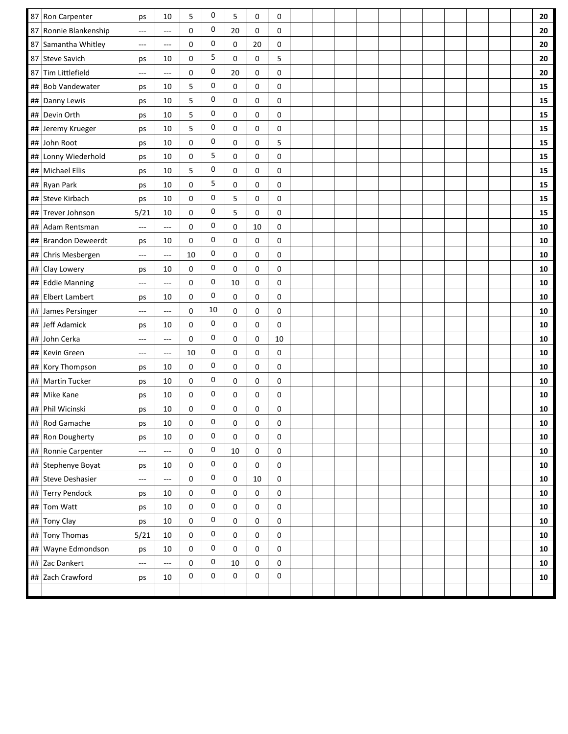| | | | | | | | | | | | | | | | | | | | | | |
|---|---|---|---|---|---|---|---|---|---|---|---|---|---|---|---|---|---|---|---|---|---|
| 87 | Ron Carpenter | ps | 10 | 5 | 0 | 5 | 0 | 0 | | | | | | | | | | | | | **20** |
| 87 | Ronnie Blankenship | --- | --- | 0 | 0 | 20 | 0 | 0 | | | | | | | | | | | | | **20** |
| 87 | Samantha Whitley | --- | --- | 0 | 0 | 0 | 20 | 0 | | | | | | | | | | | | | **20** |
| 87 | Steve Savich | ps | 10 | 0 | 5 | 0 | 0 | 5 | | | | | | | | | | | | | **20** |
| 87 | Tim Littlefield | --- | --- | 0 | 0 | 20 | 0 | 0 | | | | | | | | | | | | | **20** |
| ## | Bob Vandewater | ps | 10 | 5 | 0 | 0 | 0 | 0 | | | | | | | | | | | | | **15** |
| ## | Danny Lewis | ps | 10 | 5 | 0 | 0 | 0 | 0 | | | | | | | | | | | | | **15** |
| ## | Devin Orth | ps | 10 | 5 | 0 | 0 | 0 | 0 | | | | | | | | | | | | | **15** |
| ## | Jeremy Krueger | ps | 10 | 5 | 0 | 0 | 0 | 0 | | | | | | | | | | | | | **15** |
| ## | John Root | ps | 10 | 0 | 0 | 0 | 0 | 5 | | | | | | | | | | | | | **15** |
| ## | Lonny Wiederhold | ps | 10 | 0 | 5 | 0 | 0 | 0 | | | | | | | | | | | | | **15** |
| ## | Michael Ellis | ps | 10 | 5 | 0 | 0 | 0 | 0 | | | | | | | | | | | | | **15** |
| ## | Ryan Park | ps | 10 | 0 | 5 | 0 | 0 | 0 | | | | | | | | | | | | | **15** |
| ## | Steve Kirbach | ps | 10 | 0 | 0 | 5 | 0 | 0 | | | | | | | | | | | | | **15** |
| ## | Trever Johnson | 5/21 | 10 | 0 | 0 | 5 | 0 | 0 | | | | | | | | | | | | | **15** |
| ## | Adam Rentsman | --- | --- | 0 | 0 | 0 | 10 | 0 | | | | | | | | | | | | | **10** |
| ## | Brandon Deweerdt | ps | 10 | 0 | 0 | 0 | 0 | 0 | | | | | | | | | | | | | **10** |
| ## | Chris Mesbergen | --- | --- | 10 | 0 | 0 | 0 | 0 | | | | | | | | | | | | | **10** |
| ## | Clay Lowery | ps | 10 | 0 | 0 | 0 | 0 | 0 | | | | | | | | | | | | | **10** |
| ## | Eddie Manning | --- | --- | 0 | 0 | 10 | 0 | 0 | | | | | | | | | | | | | **10** |
| ## | Elbert Lambert | ps | 10 | 0 | 0 | 0 | 0 | 0 | | | | | | | | | | | | | **10** |
| ## | James Persinger | --- | --- | 0 | 10 | 0 | 0 | 0 | | | | | | | | | | | | | **10** |
| ## | Jeff Adamick | ps | 10 | 0 | 0 | 0 | 0 | 0 | | | | | | | | | | | | | **10** |
| ## | John Cerka | --- | --- | 0 | 0 | 0 | 0 | 10 | | | | | | | | | | | | | **10** |
| ## | Kevin Green | --- | --- | 10 | 0 | 0 | 0 | 0 | | | | | | | | | | | | | **10** |
| ## | Kory Thompson | ps | 10 | 0 | 0 | 0 | 0 | 0 | | | | | | | | | | | | | **10** |
| ## | Martin Tucker | ps | 10 | 0 | 0 | 0 | 0 | 0 | | | | | | | | | | | | | **10** |
| ## | Mike Kane | ps | 10 | 0 | 0 | 0 | 0 | 0 | | | | | | | | | | | | | **10** |
| ## | Phil Wicinski | ps | 10 | 0 | 0 | 0 | 0 | 0 | | | | | | | | | | | | | **10** |
| ## | Rod Gamache | ps | 10 | 0 | 0 | 0 | 0 | 0 | | | | | | | | | | | | | **10** |
| ## | Ron Dougherty | ps | 10 | 0 | 0 | 0 | 0 | 0 | | | | | | | | | | | | | **10** |
| ## | Ronnie Carpenter | --- | --- | 0 | 0 | 10 | 0 | 0 | | | | | | | | | | | | | **10** |
| ## | Stephenye Boyat | ps | 10 | 0 | 0 | 0 | 0 | 0 | | | | | | | | | | | | | **10** |
| ## | Steve Deshasier | --- | --- | 0 | 0 | 0 | 10 | 0 | | | | | | | | | | | | | **10** |
| ## | Terry Pendock | ps | 10 | 0 | 0 | 0 | 0 | 0 | | | | | | | | | | | | | **10** |
| ## | Tom Watt | ps | 10 | 0 | 0 | 0 | 0 | 0 | | | | | | | | | | | | | **10** |
| ## | Tony Clay | ps | 10 | 0 | 0 | 0 | 0 | 0 | | | | | | | | | | | | | **10** |
| ## | Tony Thomas | 5/21 | 10 | 0 | 0 | 0 | 0 | 0 | | | | | | | | | | | | | **10** |
| ## | Wayne Edmondson | ps | 10 | 0 | 0 | 0 | 0 | 0 | | | | | | | | | | | | | **10** |
| ## | Zac Dankert | --- | --- | 0 | 0 | 10 | 0 | 0 | | | | | | | | | | | | | **10** |
| ## | Zach Crawford | ps | 10 | 0 | 0 | 0 | 0 | 0 | | | | | | | | | | | | | **10** |
| | | | | | | | | | | | | | | | | | | | | | |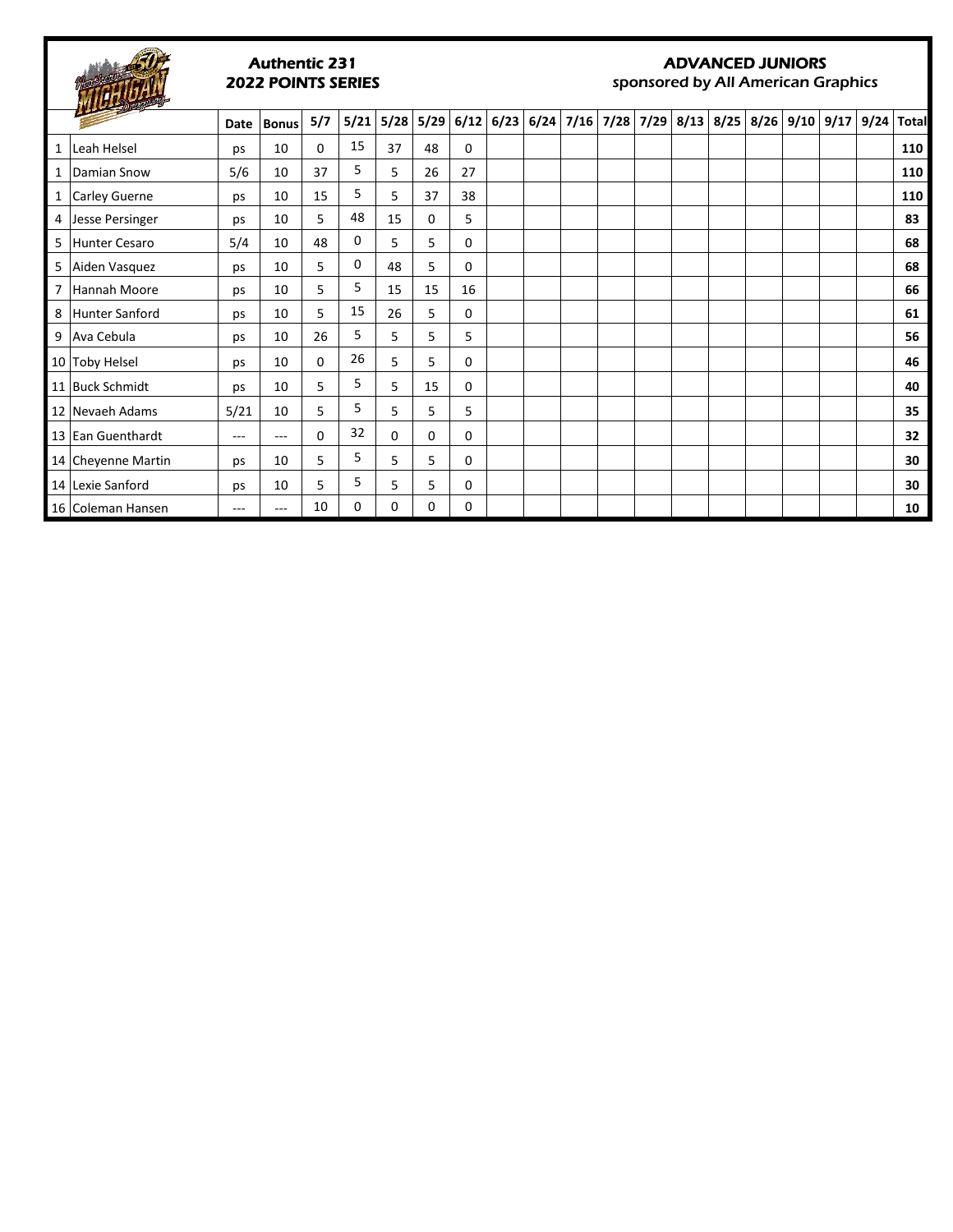**Authentic 231**
**2022 POINTS SERIES**

**ADVANCED JUNIORS**
*sponsored by All American Graphics*

| | | Date | Bonus | 5/7 | 5/21 | 5/28 | 5/29 | 6/12 | 6/23 | 6/24 | 7/16 | 7/28 | 7/29 | 8/13 | 8/25 | 8/26 | 9/10 | 9/17 | 9/24 | Total |
|---|---|---|---|---|---|---|---|---|---|---|---|---|---|---|---|---|---|---|---|---|
| 1 | Leah Helsel | ps | 10 | 0 | 15 | 37 | 48 | 0 | | | | | | | | | | | | **110** |
| 1 | Damian Snow | 5/6 | 10 | 37 | 5 | 5 | 26 | 27 | | | | | | | | | | | | **110** |
| 1 | Carley Guerne | ps | 10 | 15 | 5 | 5 | 37 | 38 | | | | | | | | | | | | **110** |
| 4 | Jesse Persinger | ps | 10 | 5 | 48 | 15 | 0 | 5 | | | | | | | | | | | | **83** |
| 5 | Hunter Cesaro | 5/4 | 10 | 48 | 0 | 5 | 5 | 0 | | | | | | | | | | | | **68** |
| 5 | Aiden Vasquez | ps | 10 | 5 | 0 | 48 | 5 | 0 | | | | | | | | | | | | **68** |
| 7 | Hannah Moore | ps | 10 | 5 | 5 | 15 | 15 | 16 | | | | | | | | | | | | **66** |
| 8 | Hunter Sanford | ps | 10 | 5 | 15 | 26 | 5 | 0 | | | | | | | | | | | | **61** |
| 9 | Ava Cebula | ps | 10 | 26 | 5 | 5 | 5 | 5 | | | | | | | | | | | | **56** |
| 10 | Toby Helsel | ps | 10 | 0 | 26 | 5 | 5 | 0 | | | | | | | | | | | | **46** |
| 11 | Buck Schmidt | ps | 10 | 5 | 5 | 5 | 15 | 0 | | | | | | | | | | | | **40** |
| 12 | Nevaeh Adams | 5/21 | 10 | 5 | 5 | 5 | 5 | 5 | | | | | | | | | | | | **35** |
| 13 | Ean Guenthardt | --- | --- | 0 | 32 | 0 | 0 | 0 | | | | | | | | | | | | **32** |
| 14 | Cheyenne Martin | ps | 10 | 5 | 5 | 5 | 5 | 0 | | | | | | | | | | | | **30** |
| 14 | Lexie Sanford | ps | 10 | 5 | 5 | 5 | 5 | 0 | | | | | | | | | | | | **30** |
| 16 | Coleman Hansen | --- | --- | 10 | 0 | 0 | 0 | 0 | | | | | | | | | | | | **10** |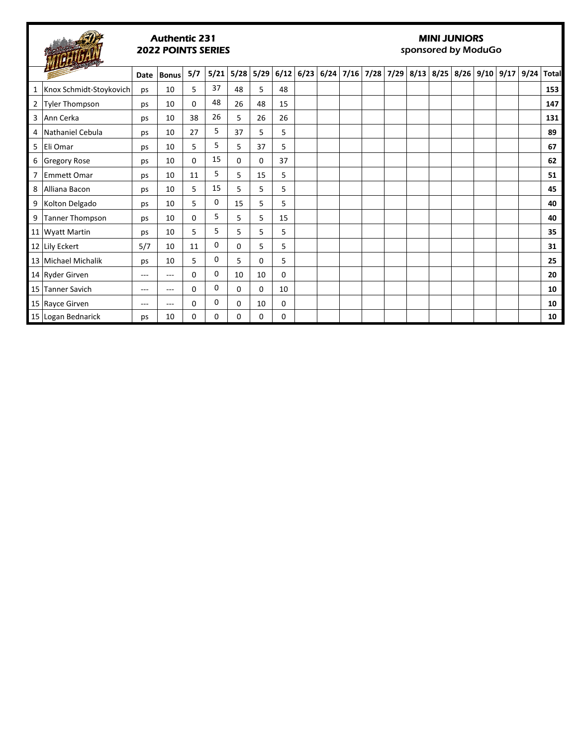**Authentic 231**
**2022 POINTS SERIES**

**MINI JUNIORS**
*sponsored by ModuGo*

| | | Date | Bonus | 5/7 | 5/21 | 5/28 | 5/29 | 6/12 | 6/23 | 6/24 | 7/16 | 7/28 | 7/29 | 8/13 | 8/25 | 8/26 | 9/10 | 9/17 | 9/24 | Total |
|---|---|---|---|---|---|---|---|---|---|---|---|---|---|---|---|---|---|---|---|---|
| 1 | Knox Schmidt-Stoykovich | ps | 10 | 5 | 37 | 48 | 5 | 48 | | | | | | | | | | | | **153** |
| 2 | Tyler Thompson | ps | 10 | 0 | 48 | 26 | 48 | 15 | | | | | | | | | | | | **147** |
| 3 | Ann Cerka | ps | 10 | 38 | 26 | 5 | 26 | 26 | | | | | | | | | | | | **131** |
| 4 | Nathaniel Cebula | ps | 10 | 27 | 5 | 37 | 5 | 5 | | | | | | | | | | | | **89** |
| 5 | Eli Omar | ps | 10 | 5 | 5 | 5 | 37 | 5 | | | | | | | | | | | | **67** |
| 6 | Gregory Rose | ps | 10 | 0 | 15 | 0 | 0 | 37 | | | | | | | | | | | | **62** |
| 7 | Emmett Omar | ps | 10 | 11 | 5 | 5 | 15 | 5 | | | | | | | | | | | | **51** |
| 8 | Alliana Bacon | ps | 10 | 5 | 15 | 5 | 5 | 5 | | | | | | | | | | | | **45** |
| 9 | Kolton Delgado | ps | 10 | 5 | 0 | 15 | 5 | 5 | | | | | | | | | | | | **40** |
| 9 | Tanner Thompson | ps | 10 | 0 | 5 | 5 | 5 | 15 | | | | | | | | | | | | **40** |
| 11 | Wyatt Martin | ps | 10 | 5 | 5 | 5 | 5 | 5 | | | | | | | | | | | | **35** |
| 12 | Lily Eckert | 5/7 | 10 | 11 | 0 | 0 | 5 | 5 | | | | | | | | | | | | **31** |
| 13 | Michael Michalik | ps | 10 | 5 | 0 | 5 | 0 | 5 | | | | | | | | | | | | **25** |
| 14 | Ryder Girven | --- | --- | 0 | 0 | 10 | 10 | 0 | | | | | | | | | | | | **20** |
| 15 | Tanner Savich | --- | --- | 0 | 0 | 0 | 0 | 10 | | | | | | | | | | | | **10** |
| 15 | Rayce Girven | --- | --- | 0 | 0 | 0 | 10 | 0 | | | | | | | | | | | | **10** |
| 15 | Logan Bednarick | ps | 10 | 0 | 0 | 0 | 0 | 0 | | | | | | | | | | | | **10** |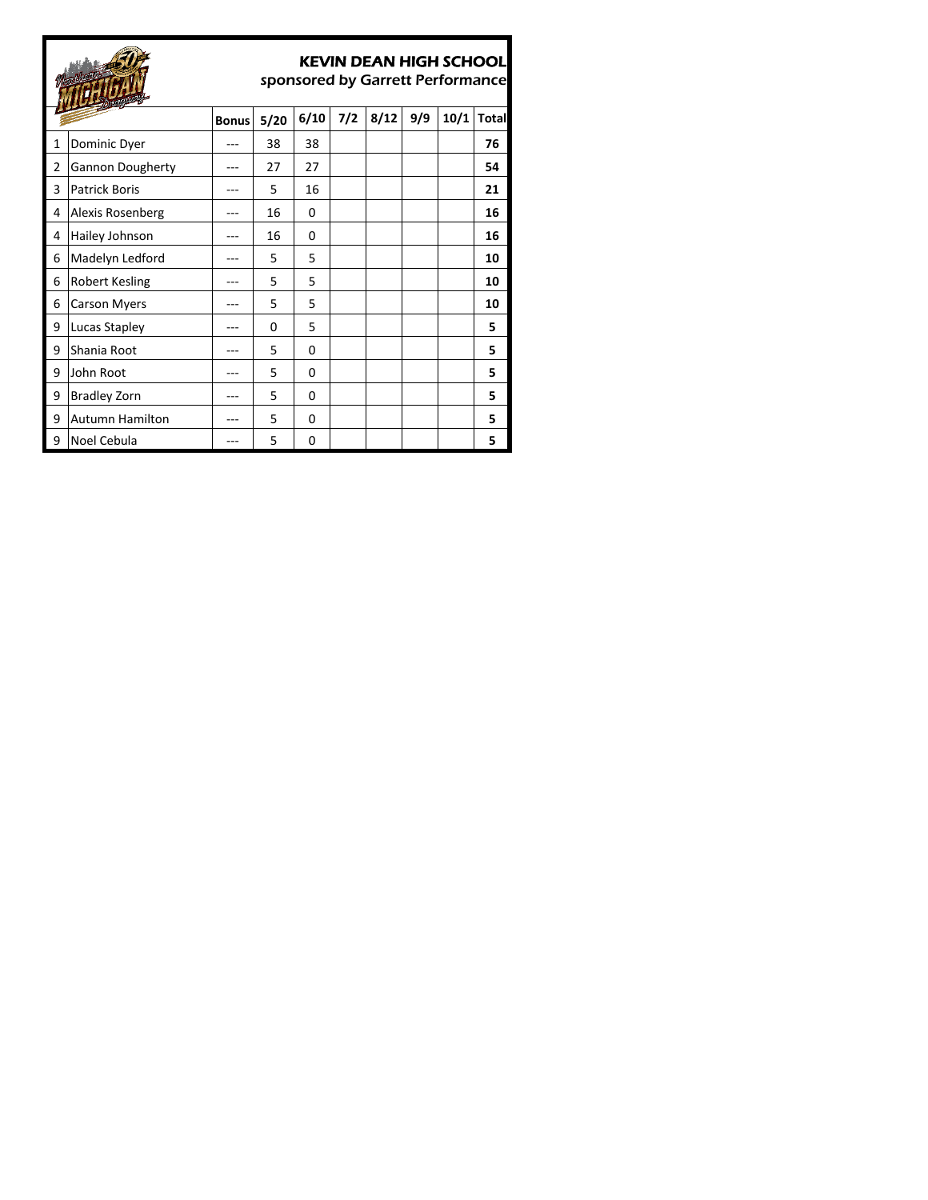# KEVIN DEAN HIGH SCHOOL

*sponsored by Garrett Performance*

| | | Bonus | 5/20 | 6/10 | 7/2 | 8/12 | 9/9 | 10/1 | Total |
|---|---|---|---|---|---|---|---|---|---|
| 1 | Dominic Dyer | --- | 38 | 38 | | | | | **76** |
| 2 | Gannon Dougherty | --- | 27 | 27 | | | | | **54** |
| 3 | Patrick Boris | --- | 5 | 16 | | | | | **21** |
| 4 | Alexis Rosenberg | --- | 16 | 0 | | | | | **16** |
| 4 | Hailey Johnson | --- | 16 | 0 | | | | | **16** |
| 6 | Madelyn Ledford | --- | 5 | 5 | | | | | **10** |
| 6 | Robert Kesling | --- | 5 | 5 | | | | | **10** |
| 6 | Carson Myers | --- | 5 | 5 | | | | | **10** |
| 9 | Lucas Stapley | --- | 0 | 5 | | | | | **5** |
| 9 | Shania Root | --- | 5 | 0 | | | | | **5** |
| 9 | John Root | --- | 5 | 0 | | | | | **5** |
| 9 | Bradley Zorn | --- | 5 | 0 | | | | | **5** |
| 9 | Autumn Hamilton | --- | 5 | 0 | | | | | **5** |
| 9 | Noel Cebula | --- | 5 | 0 | | | | | **5** |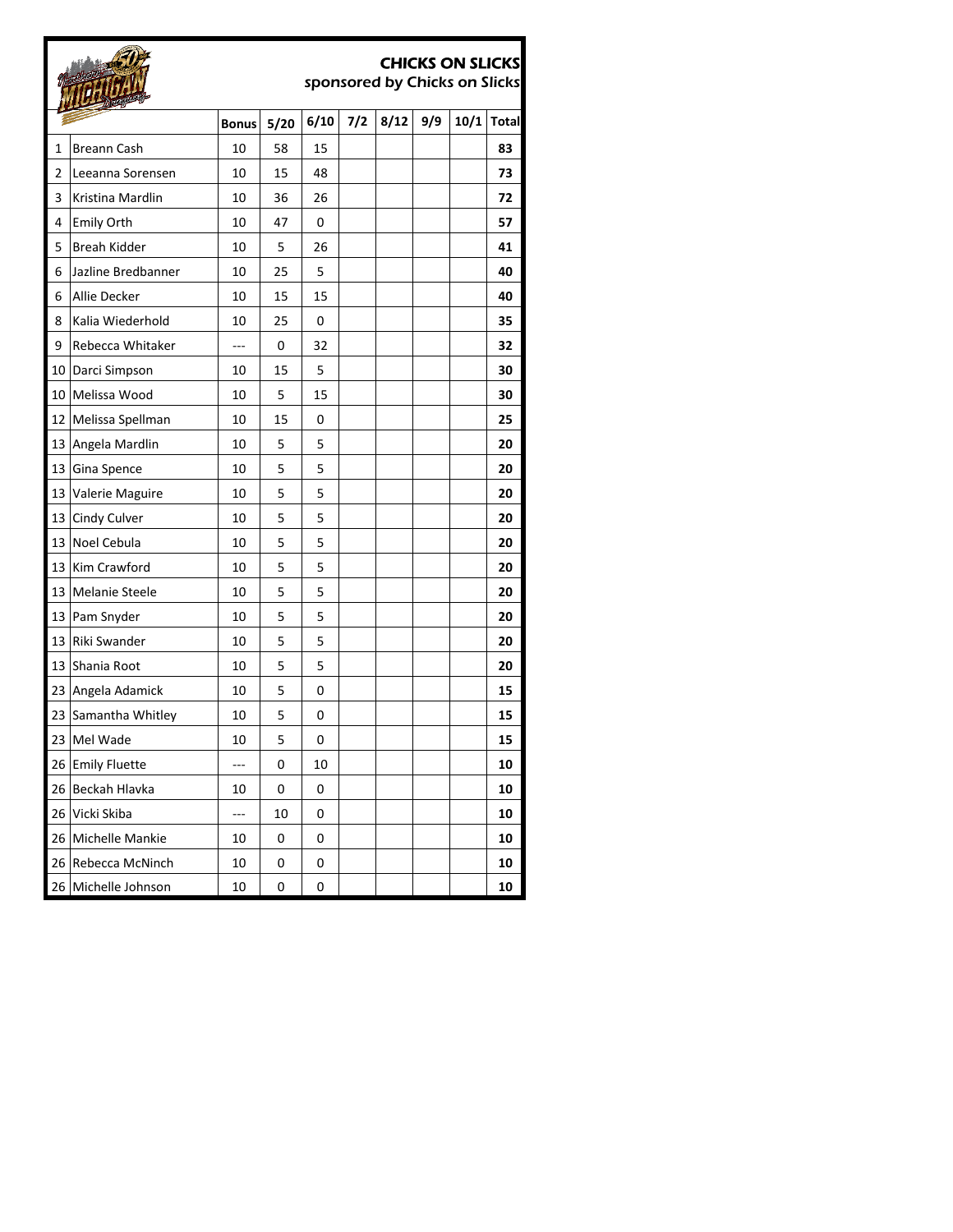# CHICKS ON SLICKS

*sponsored by Chicks on Slicks*

| | | Bonus | 5/20 | 6/10 | 7/2 | 8/12 | 9/9 | 10/1 | Total |
|---|---|---|---|---|---|---|---|---|---|
| 1 | Breann Cash | 10 | 58 | 15 | | | | | **83** |
| 2 | Leeanna Sorensen | 10 | 15 | 48 | | | | | **73** |
| 3 | Kristina Mardlin | 10 | 36 | 26 | | | | | **72** |
| 4 | Emily Orth | 10 | 47 | 0 | | | | | **57** |
| 5 | Breah Kidder | 10 | 5 | 26 | | | | | **41** |
| 6 | Jazline Bredbanner | 10 | 25 | 5 | | | | | **40** |
| 6 | Allie Decker | 10 | 15 | 15 | | | | | **40** |
| 8 | Kalia Wiederhold | 10 | 25 | 0 | | | | | **35** |
| 9 | Rebecca Whitaker | --- | 0 | 32 | | | | | **32** |
| 10 | Darci Simpson | 10 | 15 | 5 | | | | | **30** |
| 10 | Melissa Wood | 10 | 5 | 15 | | | | | **30** |
| 12 | Melissa Spellman | 10 | 15 | 0 | | | | | **25** |
| 13 | Angela Mardlin | 10 | 5 | 5 | | | | | **20** |
| 13 | Gina Spence | 10 | 5 | 5 | | | | | **20** |
| 13 | Valerie Maguire | 10 | 5 | 5 | | | | | **20** |
| 13 | Cindy Culver | 10 | 5 | 5 | | | | | **20** |
| 13 | Noel Cebula | 10 | 5 | 5 | | | | | **20** |
| 13 | Kim Crawford | 10 | 5 | 5 | | | | | **20** |
| 13 | Melanie Steele | 10 | 5 | 5 | | | | | **20** |
| 13 | Pam Snyder | 10 | 5 | 5 | | | | | **20** |
| 13 | Riki Swander | 10 | 5 | 5 | | | | | **20** |
| 13 | Shania Root | 10 | 5 | 5 | | | | | **20** |
| 23 | Angela Adamick | 10 | 5 | 0 | | | | | **15** |
| 23 | Samantha Whitley | 10 | 5 | 0 | | | | | **15** |
| 23 | Mel Wade | 10 | 5 | 0 | | | | | **15** |
| 26 | Emily Fluette | --- | 0 | 10 | | | | | **10** |
| 26 | Beckah Hlavka | 10 | 0 | 0 | | | | | **10** |
| 26 | Vicki Skiba | --- | 10 | 0 | | | | | **10** |
| 26 | Michelle Mankie | 10 | 0 | 0 | | | | | **10** |
| 26 | Rebecca McNinch | 10 | 0 | 0 | | | | | **10** |
| 26 | Michelle Johnson | 10 | 0 | 0 | | | | | **10** |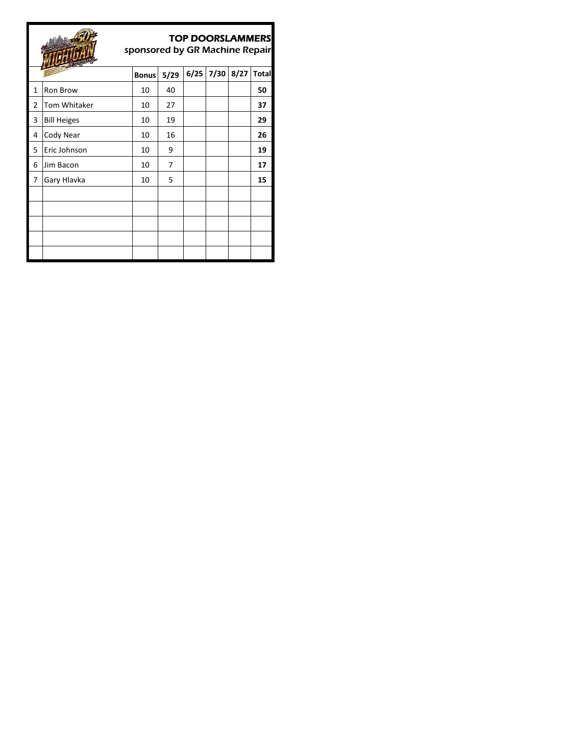# TOP DOORSLAMMERS

*sponsored by GR Machine Repair*

| | | Bonus | 5/29 | 6/25 | 7/30 | 8/27 | Total |
|---|---|---|---|---|---|---|---|
| 1 | Ron Brow | 10 | 40 | | | | **50** |
| 2 | Tom Whitaker | 10 | 27 | | | | **37** |
| 3 | Bill Heiges | 10 | 19 | | | | **29** |
| 4 | Cody Near | 10 | 16 | | | | **26** |
| 5 | Eric Johnson | 10 | 9 | | | | **19** |
| 6 | Jim Bacon | 10 | 7 | | | | **17** |
| 7 | Gary Hlavka | 10 | 5 | | | | **15** |
| | | | | | | | |
| | | | | | | | |
| | | | | | | | |
| | | | | | | | |
| | | | | | | | |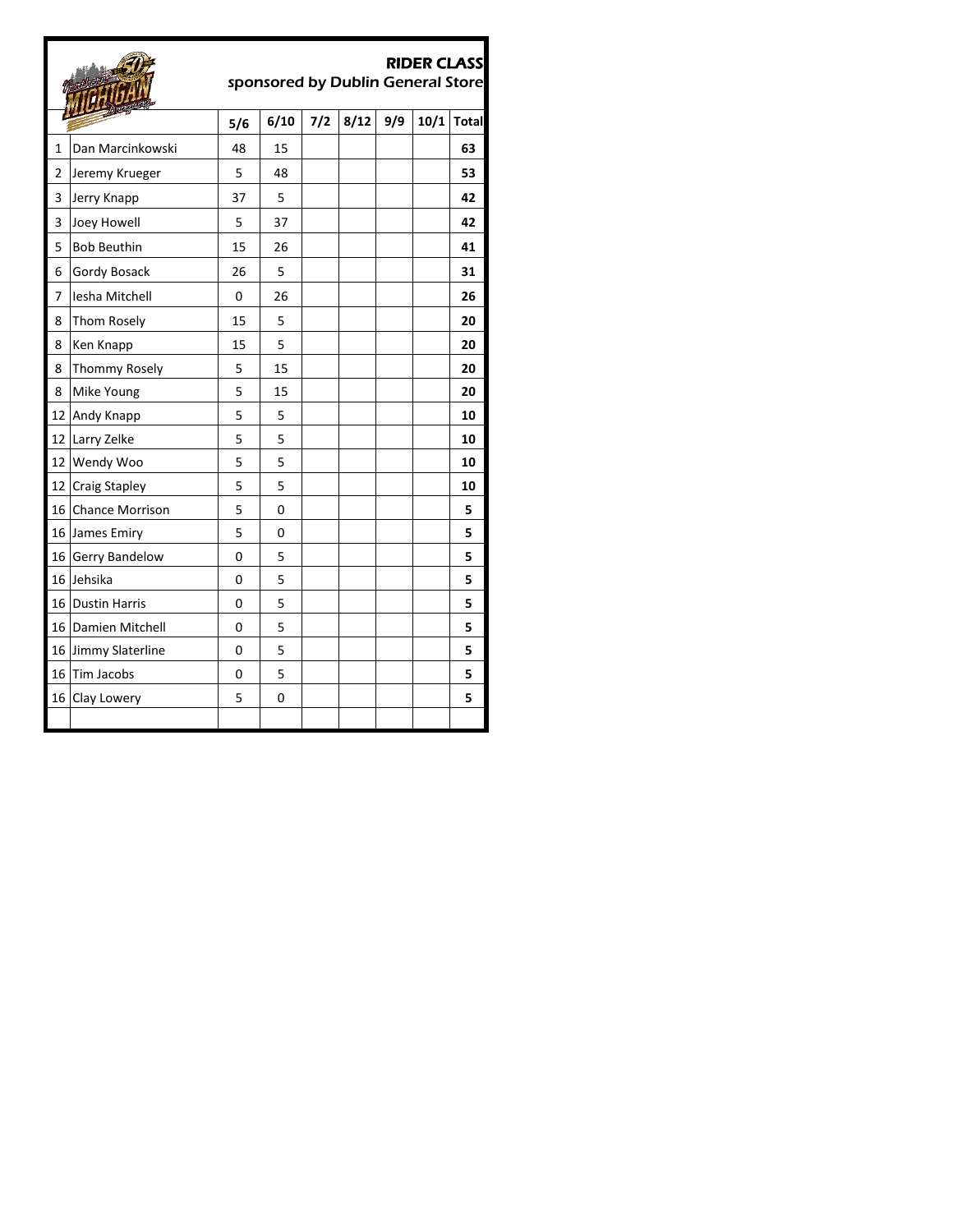# RIDER CLASS

*sponsored by Dublin General Store*

| | | 5/6 | 6/10 | 7/2 | 8/12 | 9/9 | 10/1 | Total |
|---|---|---|---|---|---|---|---|---|
| 1 | Dan Marcinkowski | 48 | 15 | | | | | **63** |
| 2 | Jeremy Krueger | 5 | 48 | | | | | **53** |
| 3 | Jerry Knapp | 37 | 5 | | | | | **42** |
| 3 | Joey Howell | 5 | 37 | | | | | **42** |
| 5 | Bob Beuthin | 15 | 26 | | | | | **41** |
| 6 | Gordy Bosack | 26 | 5 | | | | | **31** |
| 7 | Iesha Mitchell | 0 | 26 | | | | | **26** |
| 8 | Thom Rosely | 15 | 5 | | | | | **20** |
| 8 | Ken Knapp | 15 | 5 | | | | | **20** |
| 8 | Thommy Rosely | 5 | 15 | | | | | **20** |
| 8 | Mike Young | 5 | 15 | | | | | **20** |
| 12 | Andy Knapp | 5 | 5 | | | | | **10** |
| 12 | Larry Zelke | 5 | 5 | | | | | **10** |
| 12 | Wendy Woo | 5 | 5 | | | | | **10** |
| 12 | Craig Stapley | 5 | 5 | | | | | **10** |
| 16 | Chance Morrison | 5 | 0 | | | | | **5** |
| 16 | James Emiry | 5 | 0 | | | | | **5** |
| 16 | Gerry Bandelow | 0 | 5 | | | | | **5** |
| 16 | Jehsika | 0 | 5 | | | | | **5** |
| 16 | Dustin Harris | 0 | 5 | | | | | **5** |
| 16 | Damien Mitchell | 0 | 5 | | | | | **5** |
| 16 | Jimmy Slaterline | 0 | 5 | | | | | **5** |
| 16 | Tim Jacobs | 0 | 5 | | | | | **5** |
| 16 | Clay Lowery | 5 | 0 | | | | | **5** |
| | | | | | | | | |